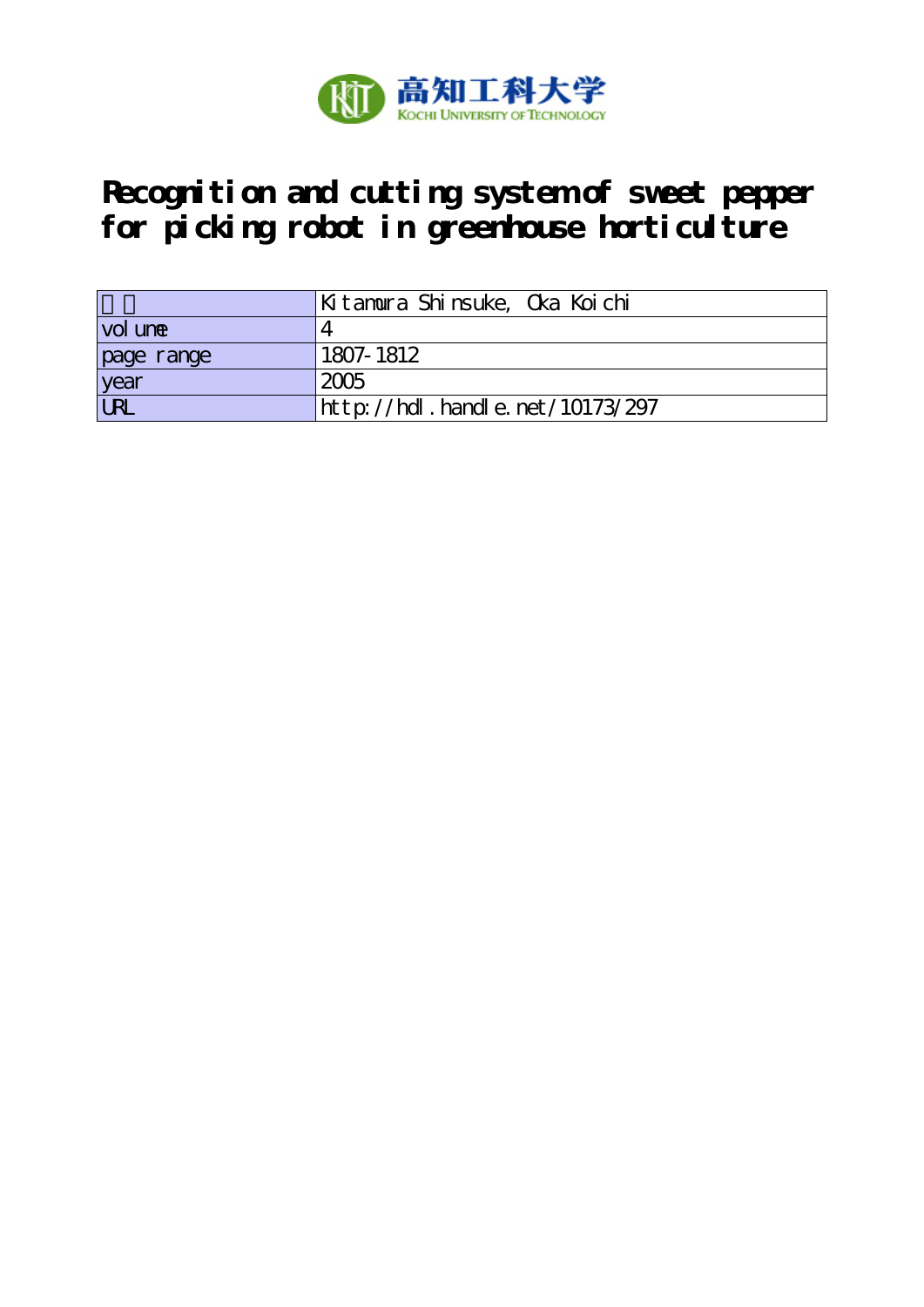# Recognition and cutting system of sweet pepper for picking robot in greenhouse horticulture

| 著者 | Kitamura Shinsuke, Oka Koichi |
|---|---|
| volume | 4 |
| page range | 1807-1812 |
| year | 2005 |
| URL | http://hdl.handle.net/10173/297 |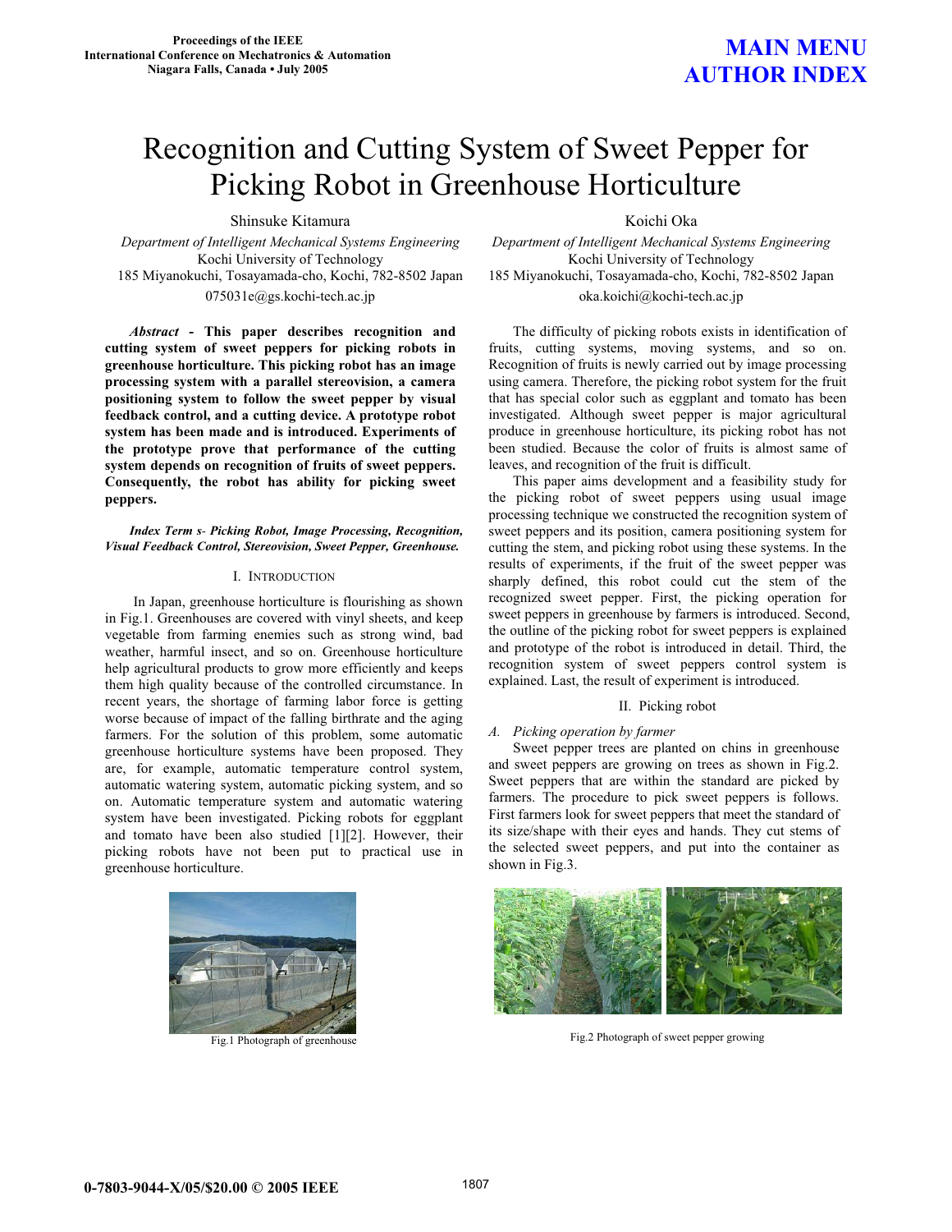# Recognition and Cutting System of Sweet Pepper for Picking Robot in Greenhouse Horticulture

Shinsuke Kitamura
*Department of Intelligent Mechanical Systems Engineering*
Kochi University of Technology
185 Miyanokuchi, Tosayamada-cho, Kochi, 782-8502 Japan
075031e@gs.kochi-tech.ac.jp

Koichi Oka
*Department of Intelligent Mechanical Systems Engineering*
Kochi University of Technology
185 Miyanokuchi, Tosayamada-cho, Kochi, 782-8502 Japan
oka.koichi@kochi-tech.ac.jp

***Abstract* - This paper describes recognition and cutting system of sweet peppers for picking robots in greenhouse horticulture. This picking robot has an image processing system with a parallel stereovision, a camera positioning system to follow the sweet pepper by visual feedback control, and a cutting device. A prototype robot system has been made and is introduced. Experiments of the prototype prove that performance of the cutting system depends on recognition of fruits of sweet peppers. Consequently, the robot has ability for picking sweet peppers.**

***Index Term s- Picking Robot, Image Processing, Recognition, Visual Feedback Control, Stereovision, Sweet Pepper, Greenhouse.***

## I. Introduction

In Japan, greenhouse horticulture is flourishing as shown in Fig.1. Greenhouses are covered with vinyl sheets, and keep vegetable from farming enemies such as strong wind, bad weather, harmful insect, and so on. Greenhouse horticulture help agricultural products to grow more efficiently and keeps them high quality because of the controlled circumstance. In recent years, the shortage of farming labor force is getting worse because of impact of the falling birthrate and the aging farmers. For the solution of this problem, some automatic greenhouse horticulture systems have been proposed. They are, for example, automatic temperature control system, automatic watering system, automatic picking system, and so on. Automatic temperature system and automatic watering system have been investigated. Picking robots for eggplant and tomato have also studied [1][2]. However, their picking robots have not been put to practical use in greenhouse horticulture.

Fig.1 Photograph of greenhouse

The difficulty of picking robots exists in identification of fruits, cutting systems, moving systems, and so on. Recognition of fruits is newly carried out by image processing using camera. Therefore, the picking robot system for the fruit that has special color such as eggplant and tomato has been investigated. Although sweet pepper is major agricultural produce in greenhouse horticulture, its picking robot has not been studied. Because the color of fruits is almost same of leaves, and recognition of the fruit is difficult.

This paper aims development and a feasibility study for the picking robot of sweet peppers using usual image processing technique we constructed the recognition system of sweet peppers and its position, camera positioning system for cutting the stem, and picking robot using these systems. In the results of experiments, if the fruit of the sweet pepper was sharply defined, this robot could cut the stem of the recognized sweet pepper. First, the picking operation for sweet peppers in greenhouse by farmers is introduced. Second, the outline of the picking robot for sweet peppers is explained and prototype of the robot is introduced in detail. Third, the recognition system of sweet peppers control system is explained. Last, the result of experiment is introduced.

## II. Picking robot

### *A. Picking operation by farmer*

Sweet pepper trees are planted on chins in greenhouse and sweet peppers are growing on trees as shown in Fig.2. Sweet peppers that are within the standard are picked by farmers. The procedure to pick sweet peppers is follows. First farmers look for sweet peppers that meet the standard of its size/shape with their eyes and hands. They cut stems of the selected sweet peppers, and put into the container as shown in Fig.3.

Fig.2 Photograph of sweet pepper growing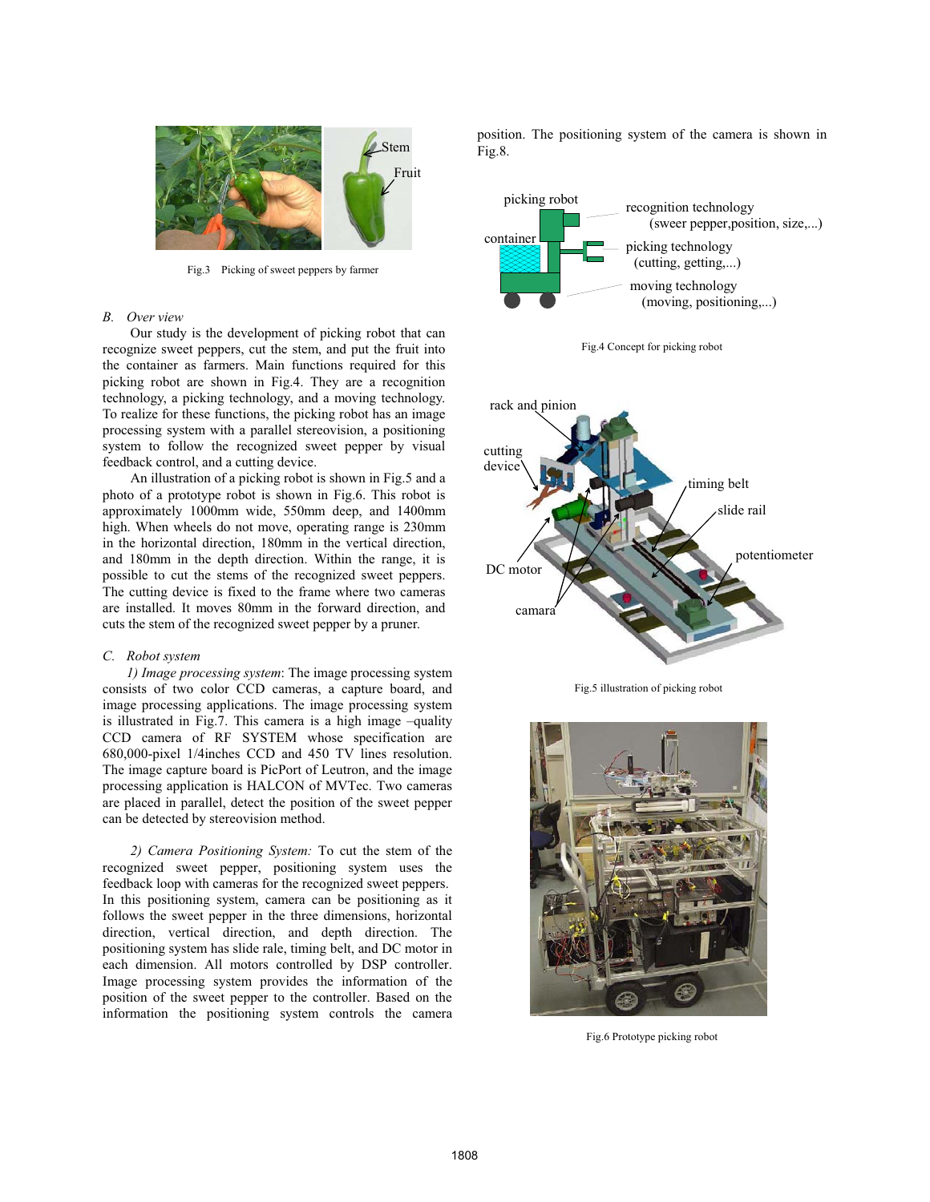Fig.3 Picking of sweet peppers by farmer

### B. Over view

Our study is the development of picking robot that can recognize sweet peppers, cut the stem, and put the fruit into the container as farmers. Main functions required for this picking robot are shown in Fig.4. They are a recognition technology, a picking technology, and a moving technology. To realize for these functions, the picking robot has an image processing system with a parallel stereovision, a positioning system to follow the recognized sweet pepper by visual feedback control, and a cutting device.

An illustration of a picking robot is shown in Fig.5 and a photo of a prototype robot is shown in Fig.6. This robot is approximately 1000mm wide, 550mm deep, and 1400mm high. When wheels do not move, operating range is 230mm in the horizontal direction, 180mm in the vertical direction, and 180mm in the depth direction. Within the range, it is possible to cut the stems of the recognized sweet peppers. The cutting device is fixed to the frame where two cameras are installed. It moves 80mm in the forward direction, and cuts the stem of the recognized sweet pepper by a pruner.

### C. Robot system

*1) Image processing system*: The image processing system consists of two color CCD cameras, a capture board, and image processing applications. The image processing system is illustrated in Fig.7. This camera is a high image –quality CCD camera of RF SYSTEM whose specification are 680,000-pixel 1/4inches CCD and 450 TV lines resolution. The image capture board is PicPort of Leutron, and the image processing application is HALCON of MVTec. Two cameras are placed in parallel, detect the position of the sweet pepper can be detected by stereovision method.

*2) Camera Positioning System:* To cut the stem of the recognized sweet pepper, positioning system uses the feedback loop with cameras for the recognized sweet peppers. In this positioning system, camera can be positioning as it follows the sweet pepper in the three dimensions, horizontal direction, vertical direction, and depth direction. The positioning system has slide rale, timing belt, and DC motor in each dimension. All motors controlled by DSP controller. Image processing system provides the information of the position of the sweet pepper to the controller. Based on the information the positioning system controls the camera position. The positioning system of the camera is shown in Fig.8.

Fig.4 Concept for picking robot

Fig.5 illustration of picking robot

Fig.6 Prototype picking robot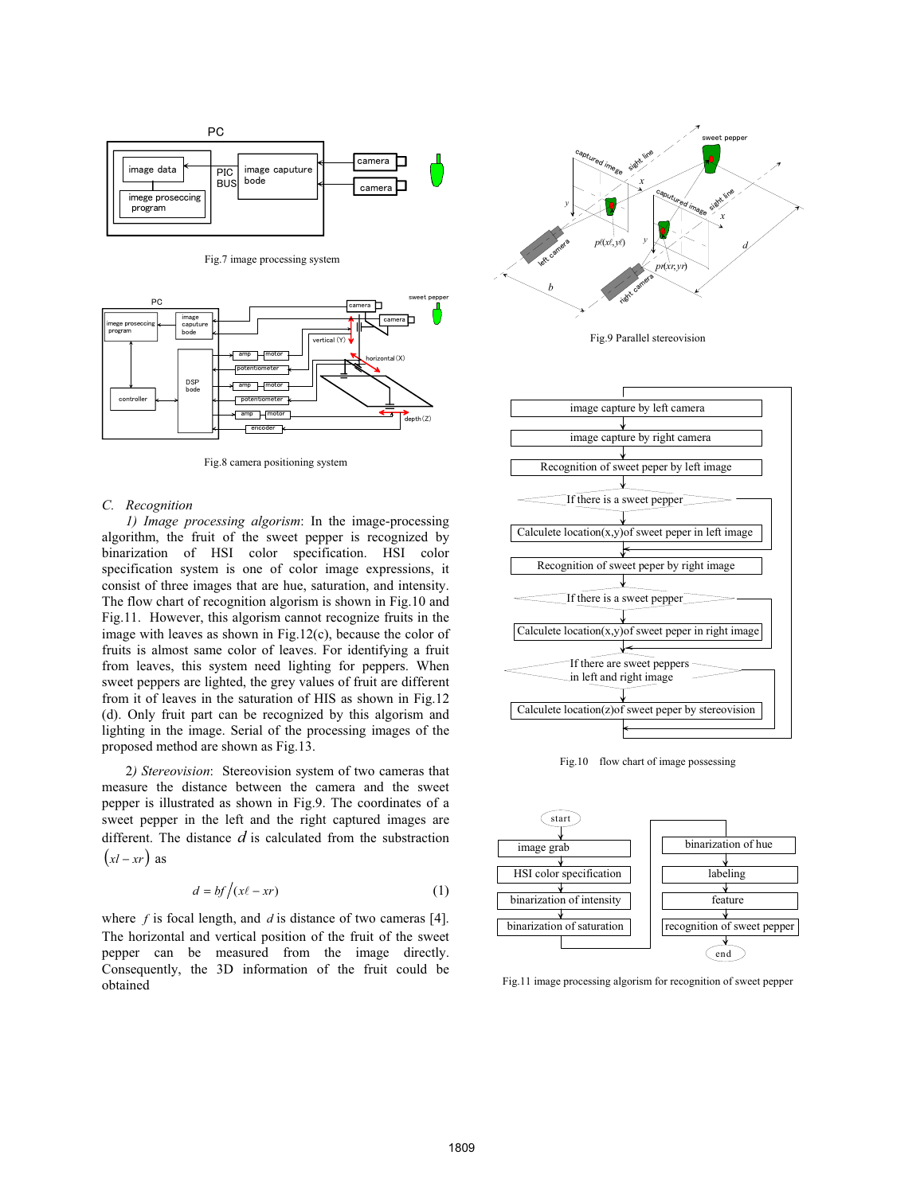Fig.7 image processing system

Fig.8 camera positioning system

### C. Recognition

*1) Image processing algorism*: In the image-processing algorithm, the fruit of the sweet pepper is recognized by binarization of HSI color specification. HSI color specification system is one of color image expressions, it consist of three images that are hue, saturation, and intensity. The flow chart of recognition algorism is shown in Fig.10 and Fig.11. However, this algorism cannot recognize fruits in the image with leaves as shown in Fig.12(c), because the color of fruits is almost same color of leaves. For identifying a fruit from leaves, this system need lighting for peppers. When sweet peppers are lighted, the grey values of fruit are different from it of leaves in the saturation of HIS as shown in Fig.12 (d). Only fruit part can be recognized by this algorism and lighting in the image. Serial of the processing images of the proposed method are shown as Fig.13.

*2) Stereovision*: Stereovision system of two cameras that measure the distance between the camera and the sweet pepper is illustrated as shown in Fig.9. The coordinates of a sweet pepper in the left and the right captured images are different. The distance $d$ is calculated from the substraction $(xl - xr)$ as

$$d = bf / (x\ell - xr) \tag{1}$$

where $f$ is focal length, and $d$ is distance of two cameras [4]. The horizontal and vertical position of the fruit of the sweet pepper can be measured from the image directly. Consequently, the 3D information of the fruit could be obtained

Fig.9 Parallel stereovision

Fig.10 flow chart of image possessing

Fig.11 image processing algorism for recognition of sweet pepper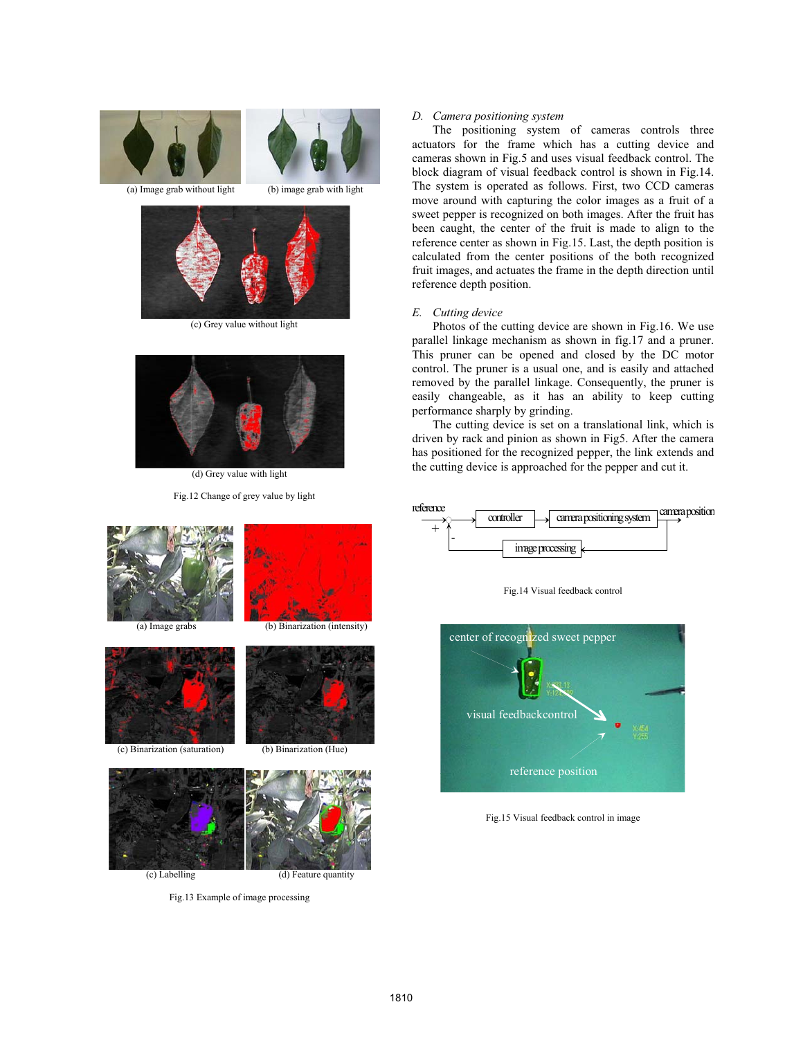(a) Image grab without light (b) image grab with light

(c) Grey value without light

(d) Grey value with light

Fig.12 Change of grey value by light

(a) Image grabs (b) Binarization (intensity)

(c) Binarization (saturation) (b) Binarization (Hue)

(c) Labelling (d) Feature quantity

Fig.13 Example of image processing

### D. Camera positioning system

The positioning system of cameras controls three actuators for the frame which has a cutting device and cameras shown in Fig.5 and uses visual feedback control. The block diagram of visual feedback control is shown in Fig.14. The system is operated as follows. First, two CCD cameras move around with capturing the color images as a fruit of a sweet pepper is recognized on both images. After the fruit has been caught, the center of the fruit is made to align to the reference center as shown in Fig.15. Last, the depth position is calculated from the center positions of the both recognized fruit images, and actuates the frame in the depth direction until reference depth position.

### E. Cutting device

Photos of the cutting device are shown in Fig.16. We use parallel linkage mechanism as shown in fig.17 and a pruner. This pruner can be opened and closed by the DC motor control. The pruner is a usual one, and is easily and attached removed by the parallel linkage. Consequently, the pruner is easily changeable, as it has an ability to keep cutting performance sharply by grinding.

The cutting device is set on a translational link, which is driven by rack and pinion as shown in Fig5. After the camera has positioned for the recognized pepper, the link extends and the cutting device is approached for the pepper and cut it.

reference + - controller camera positioning system camera position image processing

Fig.14 Visual feedback control

center of recognized sweet pepper

visual feedbackcontrol

reference position

Fig.15 Visual feedback control in image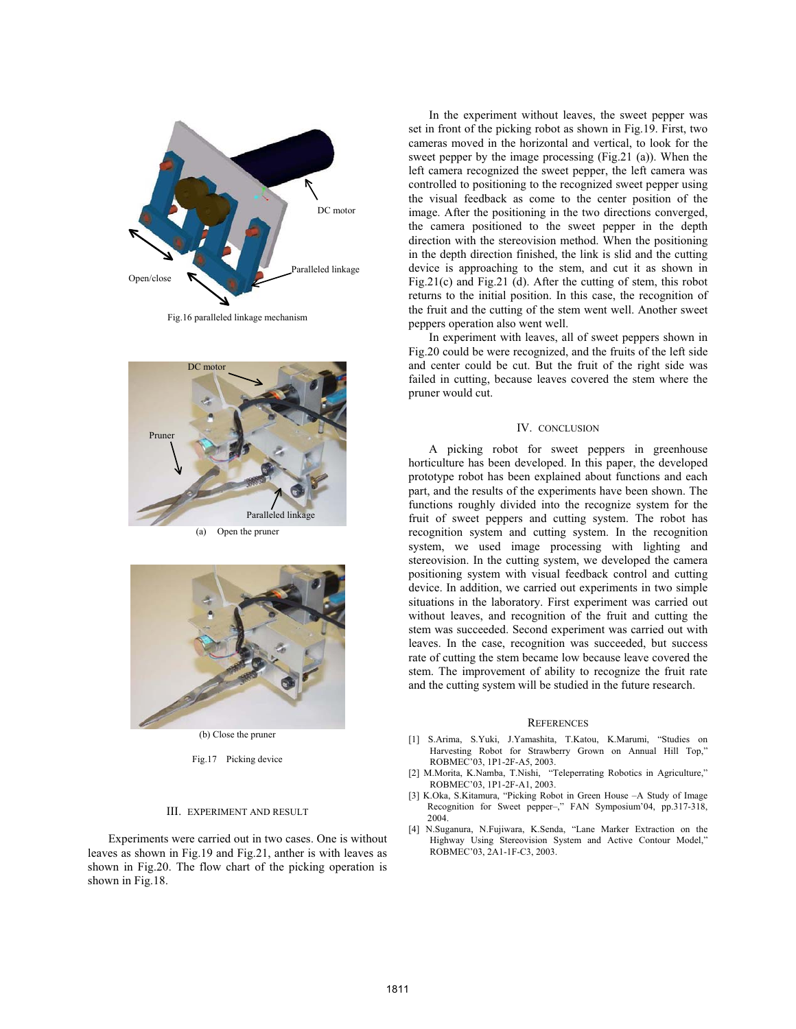Fig.16 paralleled linkage mechanism

(a) Open the pruner

(b) Close the pruner

Fig.17 Picking device

## III. EXPERIMENT AND RESULT

Experiments were carried out in two cases. One is without leaves as shown in Fig.19 and Fig.21, anther is with leaves as shown in Fig.20. The flow chart of the picking operation is shown in Fig.18.

In the experiment without leaves, the sweet pepper was set in front of the picking robot as shown in Fig.19. First, two cameras moved in the horizontal and vertical, to look for the sweet pepper by the image processing (Fig.21 (a)). When the left camera recognized the sweet pepper, the left camera was controlled to positioning to the recognized sweet pepper using the visual feedback as come to the center position of the image. After the positioning in the two directions converged, the camera positioned to the sweet pepper in the depth direction with the stereovision method. When the positioning in the depth direction finished, the link is slid and the cutting device is approaching to the stem, and cut it as shown in Fig.21(c) and Fig.21 (d). After the cutting of stem, this robot returns to the initial position. In this case, the recognition of the fruit and the cutting of the stem went well. Another sweet peppers operation also went well.

In experiment with leaves, all of sweet peppers shown in Fig.20 could be were recognized, and the fruits of the left side and center could be cut. But the fruit of the right side was failed in cutting, because leaves covered the stem where the pruner would cut.

## IV. CONCLUSION

A picking robot for sweet peppers in greenhouse horticulture has been developed. In this paper, the developed prototype robot has been explained about functions and each part, and the results of the experiments have been shown. The functions roughly divided into the recognize system for the fruit of sweet peppers and cutting system. The robot has recognition system and cutting system. In the recognition system, we used image processing with lighting and stereovision. In the cutting system, we developed the camera positioning system with visual feedback control and cutting device. In addition, we carried out experiments in two simple situations in the laboratory. First experiment was carried out without leaves, and recognition of the fruit and cutting the stem was succeeded. Second experiment was carried out with leaves. In the case, recognition was succeeded, but success rate of cutting the stem became low because leave covered the stem. The improvement of ability to recognize the fruit rate and the cutting system will be studied in the future research.

## REFERENCES

[1] S.Arima, S.Yuki, J.Yamashita, T.Katou, K.Marumi, "Studies on Harvesting Robot for Strawberry Grown on Annual Hill Top," ROBMEC'03, 1P1-2F-A5, 2003.

[2] M.Morita, K.Namba, T.Nishi, "Teleperrating Robotics in Agriculture," ROBMEC'03, 1P1-2F-A1, 2003.

[3] K.Oka, S.Kitamura, "Picking Robot in Green House –A Study of Image Recognition for Sweet pepper–," FAN Symposium'04, pp.317-318, 2004.

[4] N.Suganura, N.Fujiwara, K.Senda, "Lane Marker Extraction on the Highway Using Stereovision System and Active Contour Model," ROBMEC'03, 2A1-1F-C3, 2003.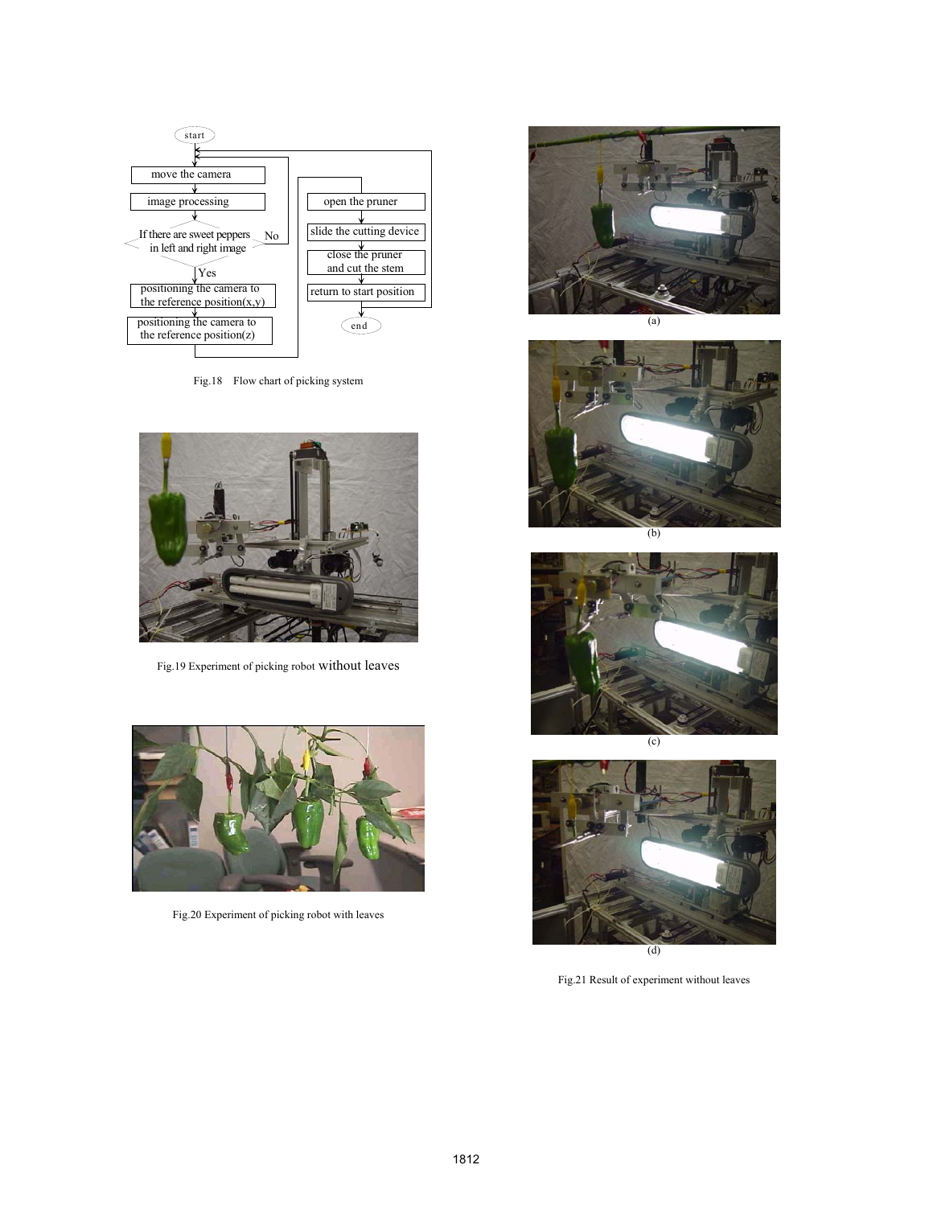start

move the camera

image processing

If there are sweet peppers in left and right image

No

Yes

positioning the camera to the reference position(x,y)

positioning the camera to the reference position(z)

open the pruner

slide the cutting device

close the pruner and cut the stem

return to start position

end

Fig.18 Flow chart of picking system

Fig.19 Experiment of picking robot without leaves

Fig.20 Experiment of picking robot with leaves

(a)

(b)

(c)

(d)

Fig.21 Result of experiment without leaves